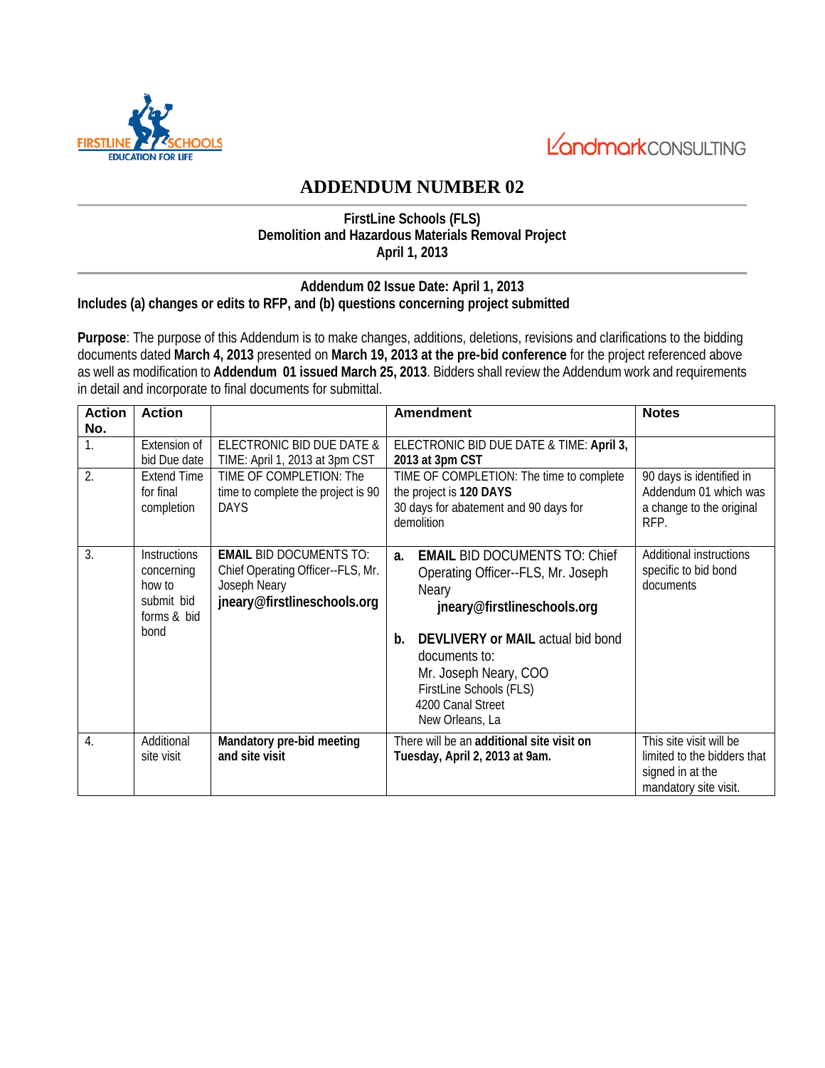FIRSTLINE SCHOOLS EDUCATION FOR LIFE

LandmarkCONSULTING

# ADDENDUM NUMBER 02

**FirstLine Schools (FLS)**
**Demolition and Hazardous Materials Removal Project**
**April 1, 2013**

**Addendum 02 Issue Date: April 1, 2013**
**Includes (a) changes or edits to RFP, and (b) questions concerning project submitted**

**Purpose**: The purpose of this Addendum is to make changes, additions, deletions, revisions and clarifications to the bidding documents dated **March 4, 2013** presented on **March 19, 2013 at the pre-bid conference** for the project referenced above as well as modification to **Addendum 01 issued March 25, 2013**. Bidders shall review the Addendum work and requirements in detail and incorporate to final documents for submittal.

| Action No. | Action | | Amendment | Notes |
|---|---|---|---|---|
| 1. | Extension of bid Due date | ELECTRONIC BID DUE DATE & TIME: April 1, 2013 at 3pm CST | ELECTRONIC BID DUE DATE & TIME: **April 3, 2013 at 3pm CST** | |
| 2. | Extend Time for final completion | TIME OF COMPLETION: The time to complete the project is 90 DAYS | TIME OF COMPLETION: The time to complete the project is **120 DAYS**<br>30 days for abatement and 90 days for demolition | 90 days is identified in Addendum 01 which was a change to the original RFP. |
| 3. | Instructions concerning how to submit bid forms & bid bond | **EMAIL** BID DOCUMENTS TO: Chief Operating Officer--FLS, Mr. Joseph Neary **jneary@firstlineschools.org** | **a.** **EMAIL** BID DOCUMENTS TO: Chief Operating Officer--FLS, Mr. Joseph Neary **jneary@firstlineschools.org**<br><br>**b.** **DEVLIVERY or MAIL** actual bid bond documents to:<br>Mr. Joseph Neary, COO<br>FirstLine Schools (FLS)<br>4200 Canal Street<br>New Orleans, La | Additional instructions specific to bid bond documents |
| 4. | Additional site visit | **Mandatory pre-bid meeting and site visit** | There will be an **additional site visit on Tuesday, April 2, 2013 at 9am.** | This site visit will be limited to the bidders that signed in at the mandatory site visit. |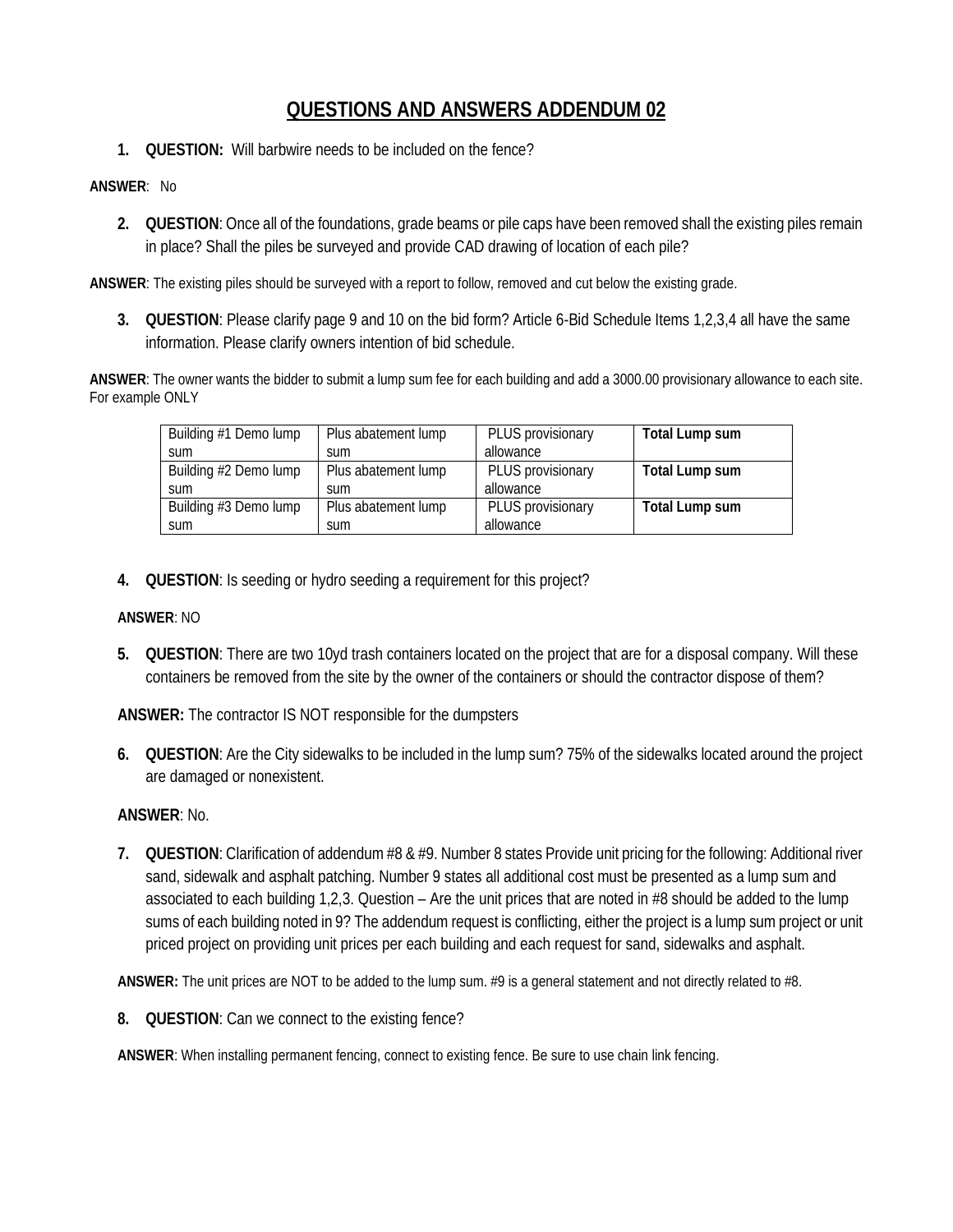# QUESTIONS AND ANSWERS ADDENDUM 02

1. **QUESTION:** Will barbwire needs to be included on the fence?

**ANSWER**: No

2. **QUESTION**: Once all of the foundations, grade beams or pile caps have been removed shall the existing piles remain in place? Shall the piles be surveyed and provide CAD drawing of location of each pile?

**ANSWER**: The existing piles should be surveyed with a report to follow, removed and cut below the existing grade.

3. **QUESTION**: Please clarify page 9 and 10 on the bid form? Article 6-Bid Schedule Items 1,2,3,4 all have the same information. Please clarify owners intention of bid schedule.

**ANSWER**: The owner wants the bidder to submit a lump sum fee for each building and add a 3000.00 provisionary allowance to each site. For example ONLY

| Building #1 Demo lump sum | Plus abatement lump sum | PLUS provisionary allowance | **Total Lump sum** |
|---|---|---|---|
| Building #2 Demo lump sum | Plus abatement lump sum | PLUS provisionary allowance | **Total Lump sum** |
| Building #3 Demo lump sum | Plus abatement lump sum | PLUS provisionary allowance | **Total Lump sum** |

4. **QUESTION**: Is seeding or hydro seeding a requirement for this project?

**ANSWER**: NO

5. **QUESTION**: There are two 10yd trash containers located on the project that are for a disposal company. Will these containers be removed from the site by the owner of the containers or should the contractor dispose of them?

**ANSWER:** The contractor IS NOT responsible for the dumpsters

6. **QUESTION**: Are the City sidewalks to be included in the lump sum? 75% of the sidewalks located around the project are damaged or nonexistent.

**ANSWER**: No.

7. **QUESTION**: Clarification of addendum #8 & #9. Number 8 states Provide unit pricing for the following: Additional river sand, sidewalk and asphalt patching. Number 9 states all additional cost must be presented as a lump sum and associated to each building 1,2,3. Question – Are the unit prices that are noted in #8 should be added to the lump sums of each building noted in 9? The addendum request is conflicting, either the project is a lump sum project or unit priced project on providing unit prices per each building and each request for sand, sidewalks and asphalt.

**ANSWER:** The unit prices are NOT to be added to the lump sum. #9 is a general statement and not directly related to #8.

8. **QUESTION**: Can we connect to the existing fence?

**ANSWER**: When installing permanent fencing, connect to existing fence. Be sure to use chain link fencing.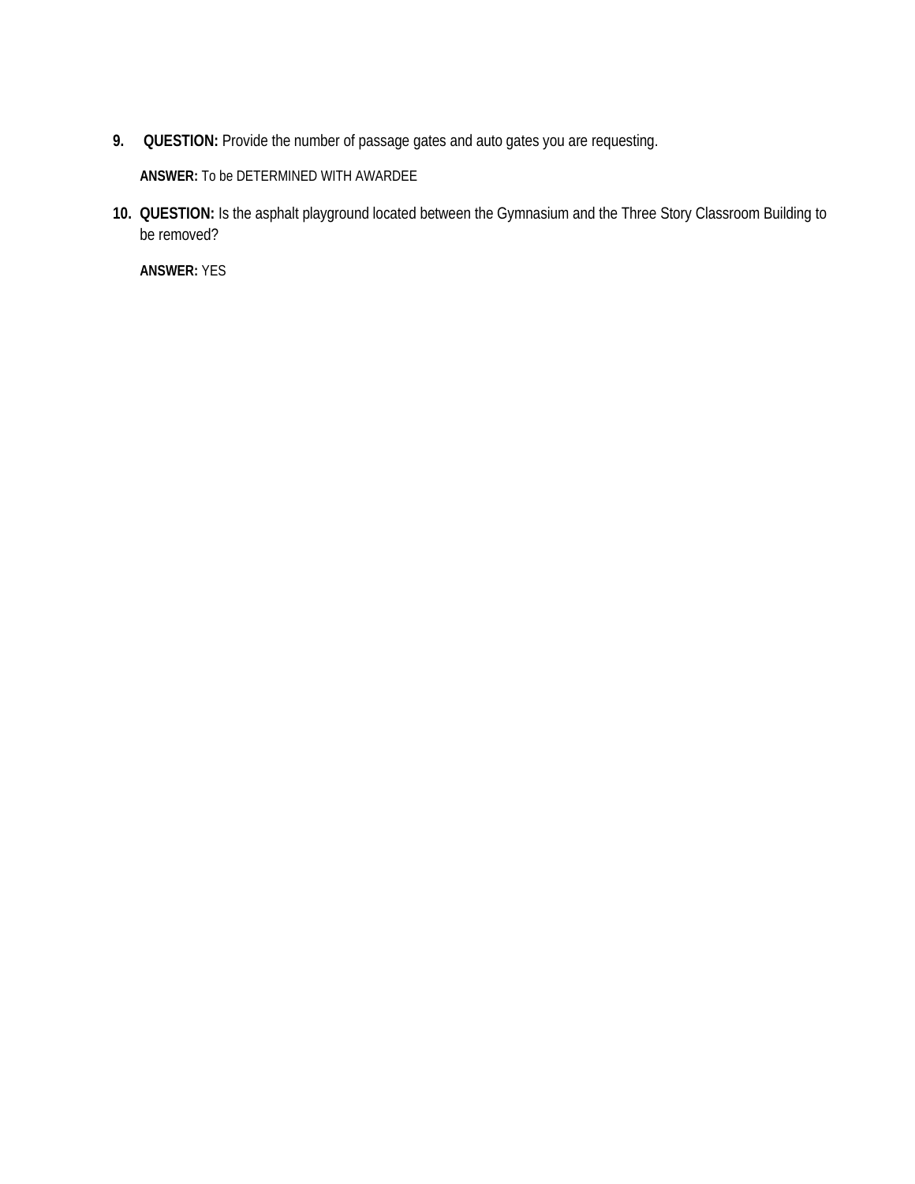9. **QUESTION:** Provide the number of passage gates and auto gates you are requesting.

   **ANSWER:** To be DETERMINED WITH AWARDEE

10. **QUESTION:** Is the asphalt playground located between the Gymnasium and the Three Story Classroom Building to be removed?

    **ANSWER:** YES